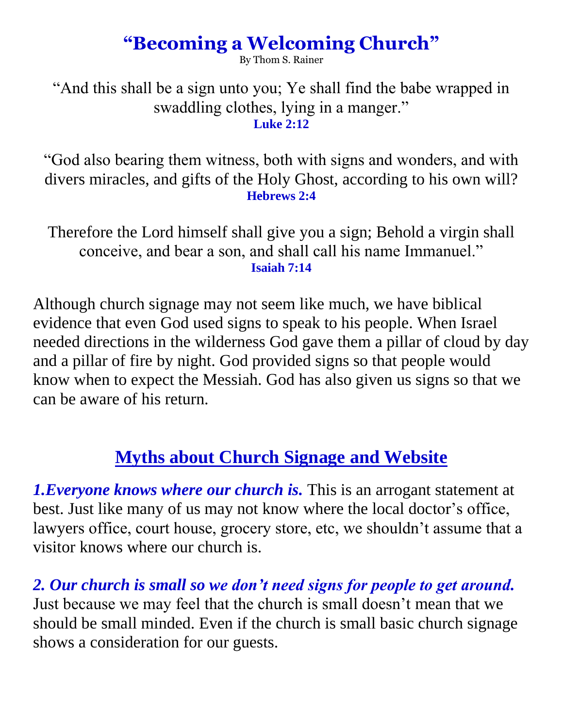# "Becoming a Welcoming Church"

By Thom S. Rainer

"And this shall be a sign unto you; Ye shall find the babe wrapped in swaddling clothes, lying in a manger."
**Luke 2:12**

"God also bearing them witness, both with signs and wonders, and with divers miracles, and gifts of the Holy Ghost, according to his own will?
**Hebrews 2:4**

Therefore the Lord himself shall give you a sign; Behold a virgin shall conceive, and bear a son, and shall call his name Immanuel."
**Isaiah 7:14**

Although church signage may not seem like much, we have biblical evidence that even God used signs to speak to his people. When Israel needed directions in the wilderness God gave them a pillar of cloud by day and a pillar of fire by night. God provided signs so that people would know when to expect the Messiah. God has also given us signs so that we can be aware of his return.

## Myths about Church Signage and Website

***1.Everyone knows where our church is.*** This is an arrogant statement at best. Just like many of us may not know where the local doctor's office, lawyers office, court house, grocery store, etc, we shouldn't assume that a visitor knows where our church is.

***2. Our church is small so we don't need signs for people to get around.*** Just because we may feel that the church is small doesn't mean that we should be small minded. Even if the church is small basic church signage shows a consideration for our guests.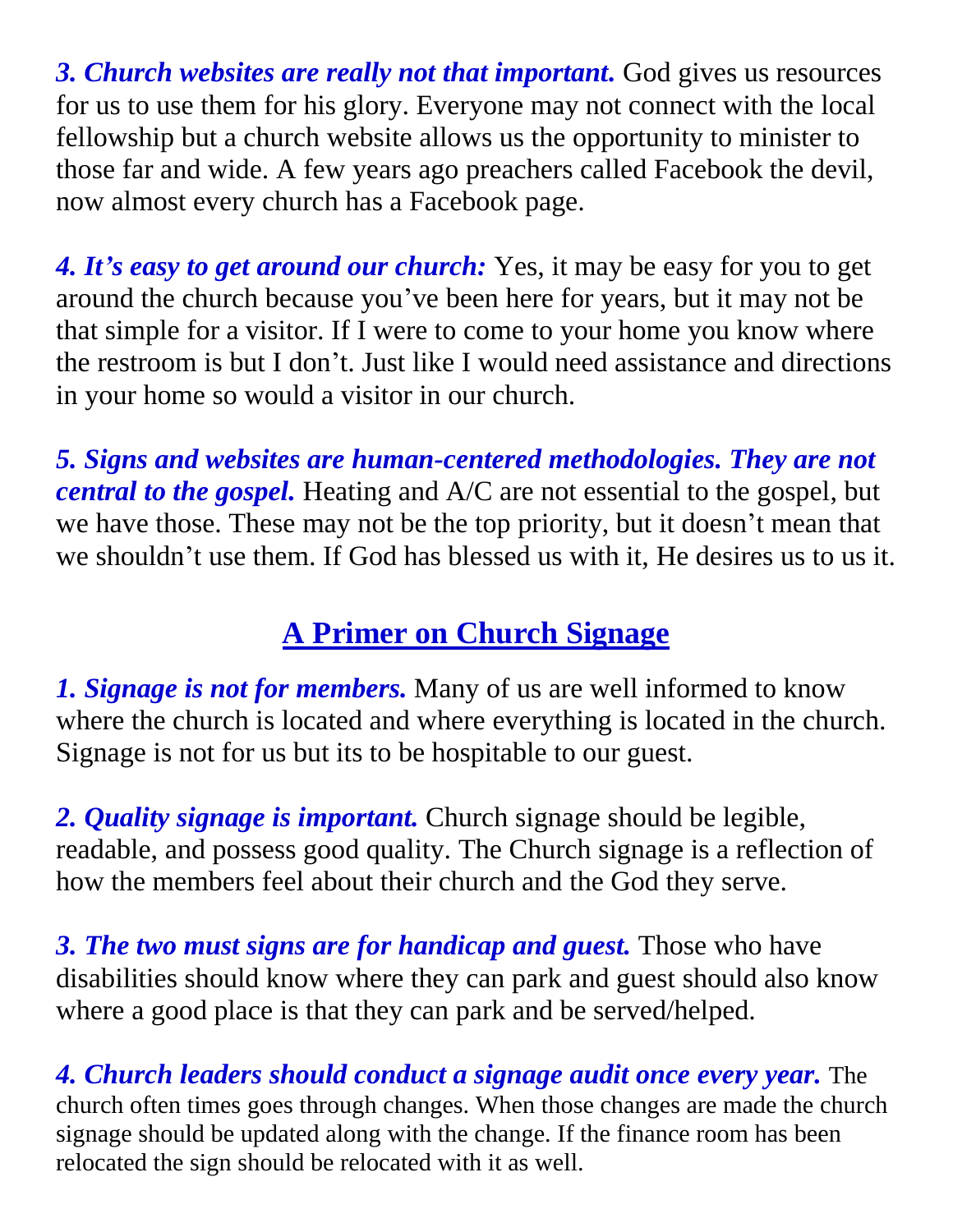***3. Church websites are really not that important.*** God gives us resources for us to use them for his glory. Everyone may not connect with the local fellowship but a church website allows us the opportunity to minister to those far and wide. A few years ago preachers called Facebook the devil, now almost every church has a Facebook page.

***4. It's easy to get around our church:*** Yes, it may be easy for you to get around the church because you've been here for years, but it may not be that simple for a visitor. If I were to come to your home you know where the restroom is but I don't. Just like I would need assistance and directions in your home so would a visitor in our church.

***5. Signs and websites are human-centered methodologies. They are not central to the gospel.*** Heating and A/C are not essential to the gospel, but we have those. These may not be the top priority, but it doesn't mean that we shouldn't use them. If God has blessed us with it, He desires us to us it.

## A Primer on Church Signage

***1. Signage is not for members.*** Many of us are well informed to know where the church is located and where everything is located in the church. Signage is not for us but its to be hospitable to our guest.

***2. Quality signage is important.*** Church signage should be legible, readable, and possess good quality. The Church signage is a reflection of how the members feel about their church and the God they serve.

***3. The two must signs are for handicap and guest.*** Those who have disabilities should know where they can park and guest should also know where a good place is that they can park and be served/helped.

***4. Church leaders should conduct a signage audit once every year.*** The church often times goes through changes. When those changes are made the church signage should be updated along with the change. If the finance room has been relocated the sign should be relocated with it as well.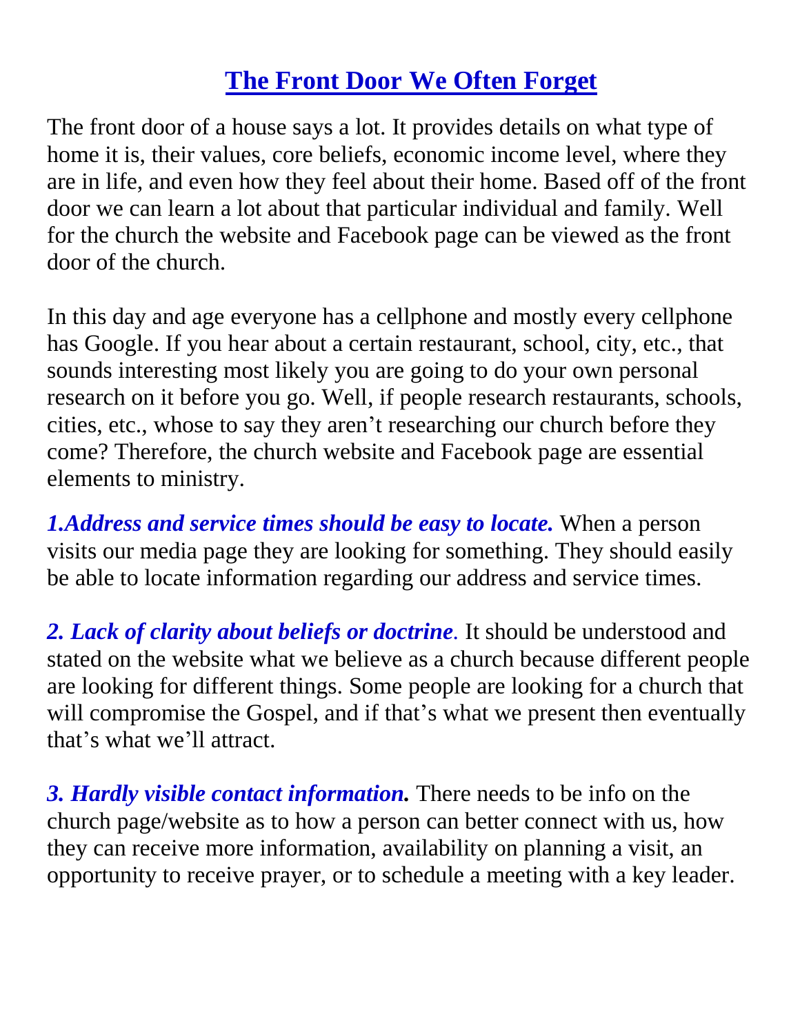# The Front Door We Often Forget

The front door of a house says a lot. It provides details on what type of home it is, their values, core beliefs, economic income level, where they are in life, and even how they feel about their home. Based off of the front door we can learn a lot about that particular individual and family. Well for the church the website and Facebook page can be viewed as the front door of the church.

In this day and age everyone has a cellphone and mostly every cellphone has Google. If you hear about a certain restaurant, school, city, etc., that sounds interesting most likely you are going to do your own personal research on it before you go. Well, if people research restaurants, schools, cities, etc., whose to say they aren't researching our church before they come? Therefore, the church website and Facebook page are essential elements to ministry.

***1.Address and service times should be easy to locate.*** When a person visits our media page they are looking for something. They should easily be able to locate information regarding our address and service times.

***2. Lack of clarity about beliefs or doctrine***. It should be understood and stated on the website what we believe as a church because different people are looking for different things. Some people are looking for a church that will compromise the Gospel, and if that's what we present then eventually that's what we'll attract.

***3. Hardly visible contact information.*** There needs to be info on the church page/website as to how a person can better connect with us, how they can receive more information, availability on planning a visit, an opportunity to receive prayer, or to schedule a meeting with a key leader.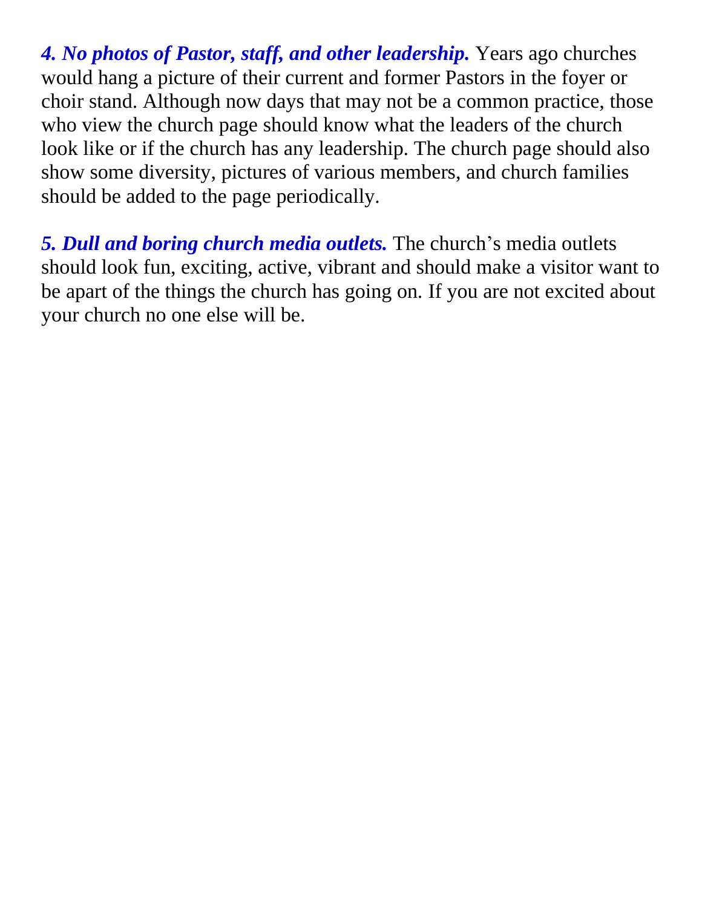***4. No photos of Pastor, staff, and other leadership.*** Years ago churches would hang a picture of their current and former Pastors in the foyer or choir stand. Although now days that may not be a common practice, those who view the church page should know what the leaders of the church look like or if the church has any leadership. The church page should also show some diversity, pictures of various members, and church families should be added to the page periodically.

***5. Dull and boring church media outlets.*** The church's media outlets should look fun, exciting, active, vibrant and should make a visitor want to be apart of the things the church has going on. If you are not excited about your church no one else will be.